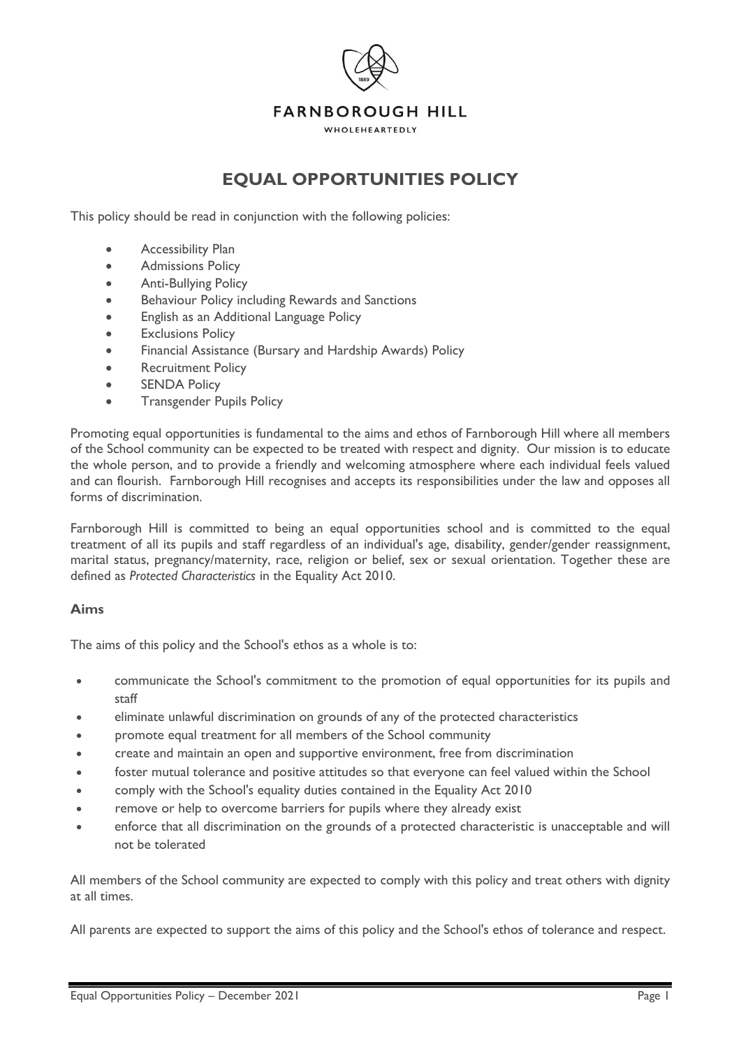FARNBOROUGH HILL

WHOLEHEARTEDLY

# EQUAL OPPORTUNITIES POLICY

This policy should be read in conjunction with the following policies:

- Accessibility Plan
- Admissions Policy
- Anti-Bullying Policy
- Behaviour Policy including Rewards and Sanctions
- English as an Additional Language Policy
- Exclusions Policy
- Financial Assistance (Bursary and Hardship Awards) Policy
- Recruitment Policy
- SENDA Policy
- Transgender Pupils Policy

Promoting equal opportunities is fundamental to the aims and ethos of Farnborough Hill where all members of the School community can be expected to be treated with respect and dignity. Our mission is to educate the whole person, and to provide a friendly and welcoming atmosphere where each individual feels valued and can flourish. Farnborough Hill recognises and accepts its responsibilities under the law and opposes all forms of discrimination.

Farnborough Hill is committed to being an equal opportunities school and is committed to the equal treatment of all its pupils and staff regardless of an individual's age, disability, gender/gender reassignment, marital status, pregnancy/maternity, race, religion or belief, sex or sexual orientation. Together these are defined as *Protected Characteristics* in the Equality Act 2010.

## Aims

The aims of this policy and the School's ethos as a whole is to:

- communicate the School's commitment to the promotion of equal opportunities for its pupils and staff
- eliminate unlawful discrimination on grounds of any of the protected characteristics
- promote equal treatment for all members of the School community
- create and maintain an open and supportive environment, free from discrimination
- foster mutual tolerance and positive attitudes so that everyone can feel valued within the School
- comply with the School's equality duties contained in the Equality Act 2010
- remove or help to overcome barriers for pupils where they already exist
- enforce that all discrimination on the grounds of a protected characteristic is unacceptable and will not be tolerated

All members of the School community are expected to comply with this policy and treat others with dignity at all times.

All parents are expected to support the aims of this policy and the School's ethos of tolerance and respect.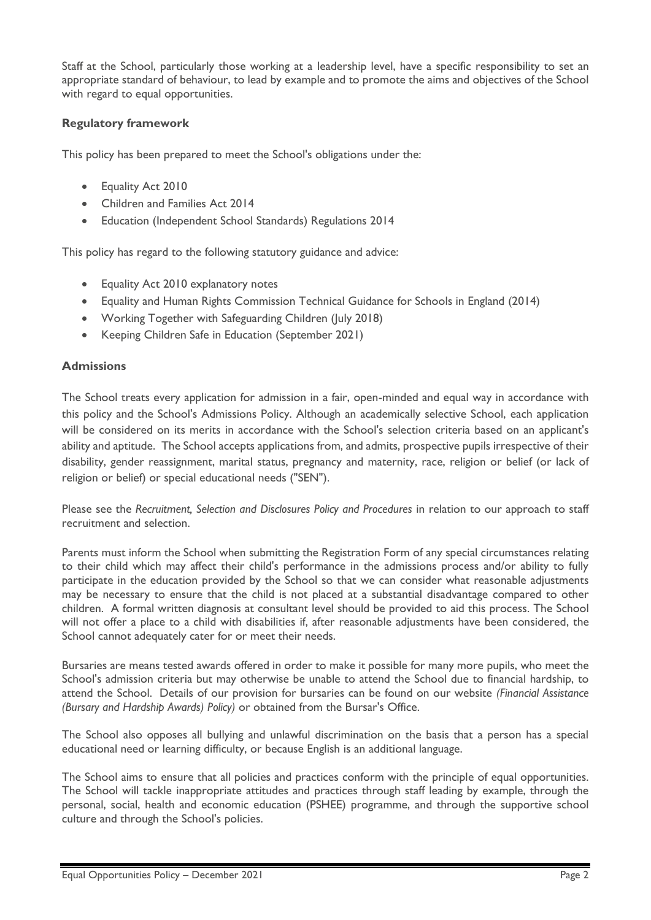Staff at the School, particularly those working at a leadership level, have a specific responsibility to set an appropriate standard of behaviour, to lead by example and to promote the aims and objectives of the School with regard to equal opportunities.

### Regulatory framework

This policy has been prepared to meet the School's obligations under the:

- Equality Act 2010
- Children and Families Act 2014
- Education (Independent School Standards) Regulations 2014

This policy has regard to the following statutory guidance and advice:

- Equality Act 2010 explanatory notes
- Equality and Human Rights Commission Technical Guidance for Schools in England (2014)
- Working Together with Safeguarding Children (July 2018)
- Keeping Children Safe in Education (September 2021)

### Admissions

The School treats every application for admission in a fair, open-minded and equal way in accordance with this policy and the School's Admissions Policy. Although an academically selective School, each application will be considered on its merits in accordance with the School's selection criteria based on an applicant's ability and aptitude. The School accepts applications from, and admits, prospective pupils irrespective of their disability, gender reassignment, marital status, pregnancy and maternity, race, religion or belief (or lack of religion or belief) or special educational needs ("SEN").

Please see the *Recruitment, Selection and Disclosures Policy and Procedures* in relation to our approach to staff recruitment and selection.

Parents must inform the School when submitting the Registration Form of any special circumstances relating to their child which may affect their child's performance in the admissions process and/or ability to fully participate in the education provided by the School so that we can consider what reasonable adjustments may be necessary to ensure that the child is not placed at a substantial disadvantage compared to other children. A formal written diagnosis at consultant level should be provided to aid this process. The School will not offer a place to a child with disabilities if, after reasonable adjustments have been considered, the School cannot adequately cater for or meet their needs.

Bursaries are means tested awards offered in order to make it possible for many more pupils, who meet the School's admission criteria but may otherwise be unable to attend the School due to financial hardship, to attend the School. Details of our provision for bursaries can be found on our website *(Financial Assistance (Bursary and Hardship Awards) Policy)* or obtained from the Bursar's Office.

The School also opposes all bullying and unlawful discrimination on the basis that a person has a special educational need or learning difficulty, or because English is an additional language.

The School aims to ensure that all policies and practices conform with the principle of equal opportunities. The School will tackle inappropriate attitudes and practices through staff leading by example, through the personal, social, health and economic education (PSHEE) programme, and through the supportive school culture and through the School's policies.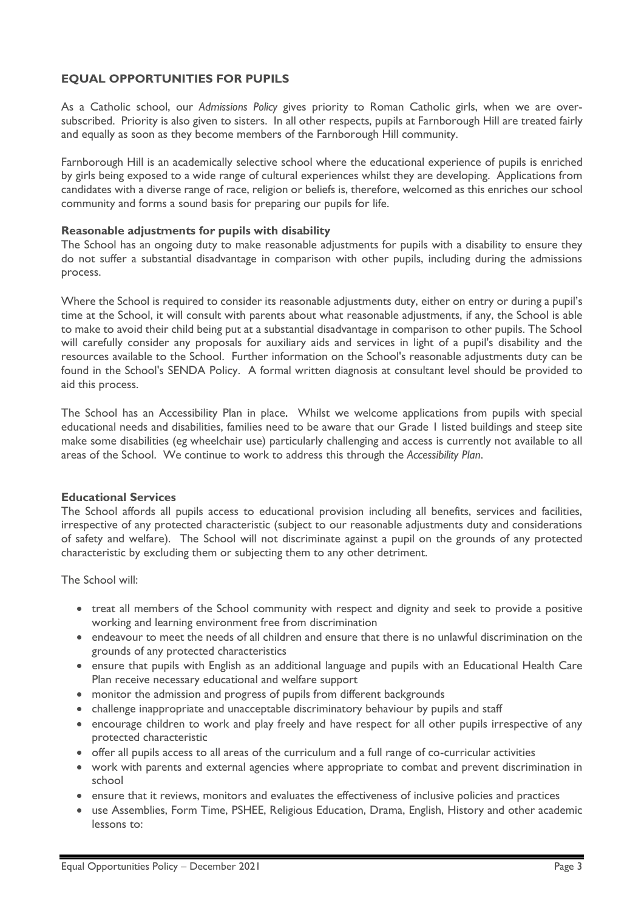## EQUAL OPPORTUNITIES FOR PUPILS

As a Catholic school, our *Admissions Policy* gives priority to Roman Catholic girls, when we are over-subscribed. Priority is also given to sisters. In all other respects, pupils at Farnborough Hill are treated fairly and equally as soon as they become members of the Farnborough Hill community.

Farnborough Hill is an academically selective school where the educational experience of pupils is enriched by girls being exposed to a wide range of cultural experiences whilst they are developing. Applications from candidates with a diverse range of race, religion or beliefs is, therefore, welcomed as this enriches our school community and forms a sound basis for preparing our pupils for life.

### Reasonable adjustments for pupils with disability

The School has an ongoing duty to make reasonable adjustments for pupils with a disability to ensure they do not suffer a substantial disadvantage in comparison with other pupils, including during the admissions process.

Where the School is required to consider its reasonable adjustments duty, either on entry or during a pupil's time at the School, it will consult with parents about what reasonable adjustments, if any, the School is able to make to avoid their child being put at a substantial disadvantage in comparison to other pupils. The School will carefully consider any proposals for auxiliary aids and services in light of a pupil's disability and the resources available to the School. Further information on the School's reasonable adjustments duty can be found in the School's SENDA Policy. A formal written diagnosis at consultant level should be provided to aid this process.

The School has an Accessibility Plan in place. Whilst we welcome applications from pupils with special educational needs and disabilities, families need to be aware that our Grade 1 listed buildings and steep site make some disabilities (eg wheelchair use) particularly challenging and access is currently not available to all areas of the School. We continue to work to address this through the *Accessibility Plan*.

### Educational Services

The School affords all pupils access to educational provision including all benefits, services and facilities, irrespective of any protected characteristic (subject to our reasonable adjustments duty and considerations of safety and welfare). The School will not discriminate against a pupil on the grounds of any protected characteristic by excluding them or subjecting them to any other detriment.

The School will:

- treat all members of the School community with respect and dignity and seek to provide a positive working and learning environment free from discrimination
- endeavour to meet the needs of all children and ensure that there is no unlawful discrimination on the grounds of any protected characteristics
- ensure that pupils with English as an additional language and pupils with an Educational Health Care Plan receive necessary educational and welfare support
- monitor the admission and progress of pupils from different backgrounds
- challenge inappropriate and unacceptable discriminatory behaviour by pupils and staff
- encourage children to work and play freely and have respect for all other pupils irrespective of any protected characteristic
- offer all pupils access to all areas of the curriculum and a full range of co-curricular activities
- work with parents and external agencies where appropriate to combat and prevent discrimination in school
- ensure that it reviews, monitors and evaluates the effectiveness of inclusive policies and practices
- use Assemblies, Form Time, PSHEE, Religious Education, Drama, English, History and other academic lessons to: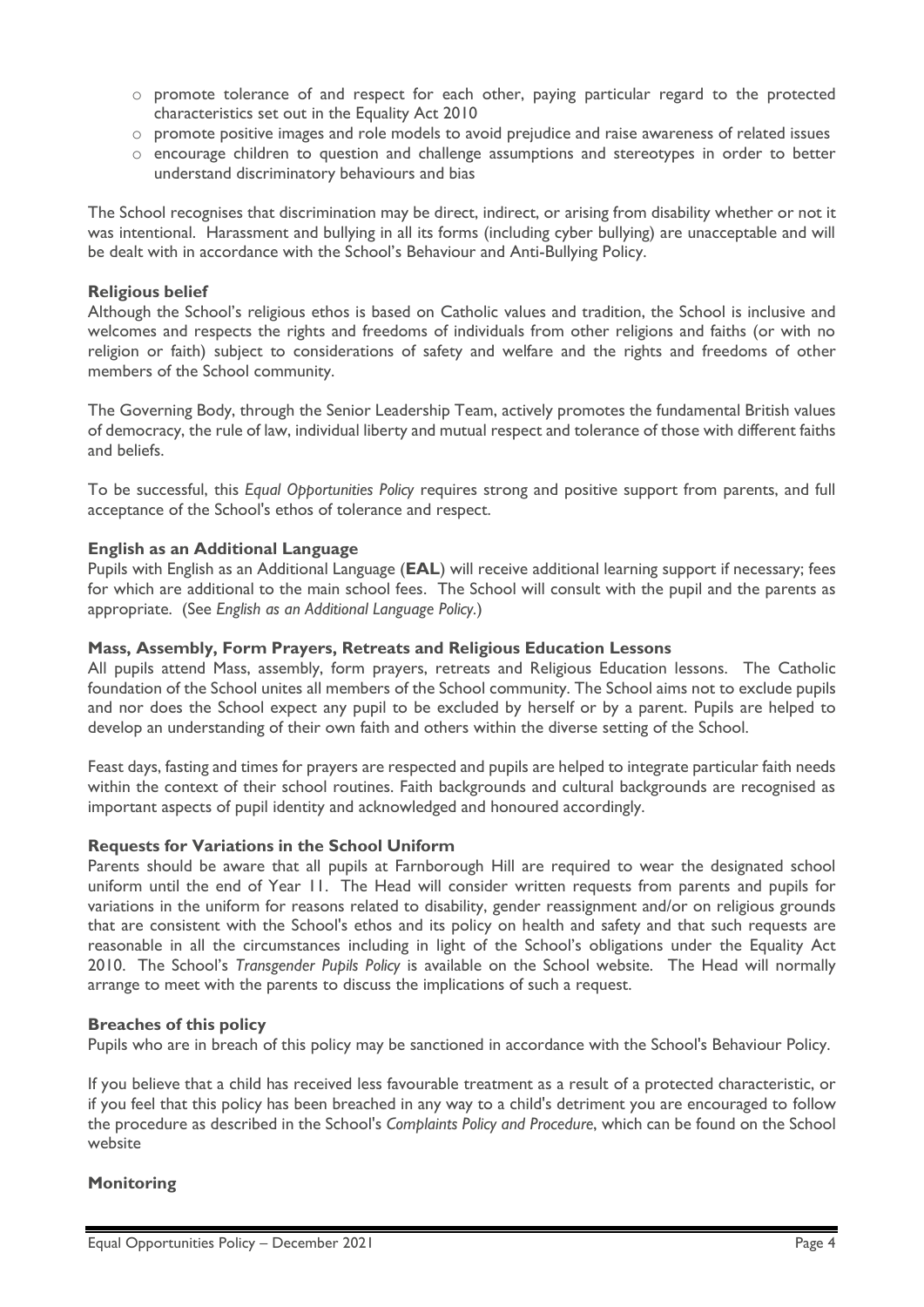- promote tolerance of and respect for each other, paying particular regard to the protected characteristics set out in the Equality Act 2010
- promote positive images and role models to avoid prejudice and raise awareness of related issues
- encourage children to question and challenge assumptions and stereotypes in order to better understand discriminatory behaviours and bias

The School recognises that discrimination may be direct, indirect, or arising from disability whether or not it was intentional. Harassment and bullying in all its forms (including cyber bullying) are unacceptable and will be dealt with in accordance with the School's Behaviour and Anti-Bullying Policy.

**Religious belief**

Although the School's religious ethos is based on Catholic values and tradition, the School is inclusive and welcomes and respects the rights and freedoms of individuals from other religions and faiths (or with no religion or faith) subject to considerations of safety and welfare and the rights and freedoms of other members of the School community.

The Governing Body, through the Senior Leadership Team, actively promotes the fundamental British values of democracy, the rule of law, individual liberty and mutual respect and tolerance of those with different faiths and beliefs.

To be successful, this *Equal Opportunities Policy* requires strong and positive support from parents, and full acceptance of the School's ethos of tolerance and respect.

**English as an Additional Language**

Pupils with English as an Additional Language (**EAL**) will receive additional learning support if necessary; fees for which are additional to the main school fees. The School will consult with the pupil and the parents as appropriate. (See *English as an Additional Language Policy.*)

**Mass, Assembly, Form Prayers, Retreats and Religious Education Lessons**

All pupils attend Mass, assembly, form prayers, retreats and Religious Education lessons. The Catholic foundation of the School unites all members of the School community. The School aims not to exclude pupils and nor does the School expect any pupil to be excluded by herself or by a parent. Pupils are helped to develop an understanding of their own faith and others within the diverse setting of the School.

Feast days, fasting and times for prayers are respected and pupils are helped to integrate particular faith needs within the context of their school routines. Faith backgrounds and cultural backgrounds are recognised as important aspects of pupil identity and acknowledged and honoured accordingly.

**Requests for Variations in the School Uniform**

Parents should be aware that all pupils at Farnborough Hill are required to wear the designated school uniform until the end of Year 11. The Head will consider written requests from parents and pupils for variations in the uniform for reasons related to disability, gender reassignment and/or on religious grounds that are consistent with the School's ethos and its policy on health and safety and that such requests are reasonable in all the circumstances including in light of the School's obligations under the Equality Act 2010. The School's *Transgender Pupils Policy* is available on the School website. The Head will normally arrange to meet with the parents to discuss the implications of such a request.

**Breaches of this policy**

Pupils who are in breach of this policy may be sanctioned in accordance with the School's Behaviour Policy.

If you believe that a child has received less favourable treatment as a result of a protected characteristic, or if you feel that this policy has been breached in any way to a child's detriment you are encouraged to follow the procedure as described in the School's *Complaints Policy and Procedure*, which can be found on the School website

**Monitoring**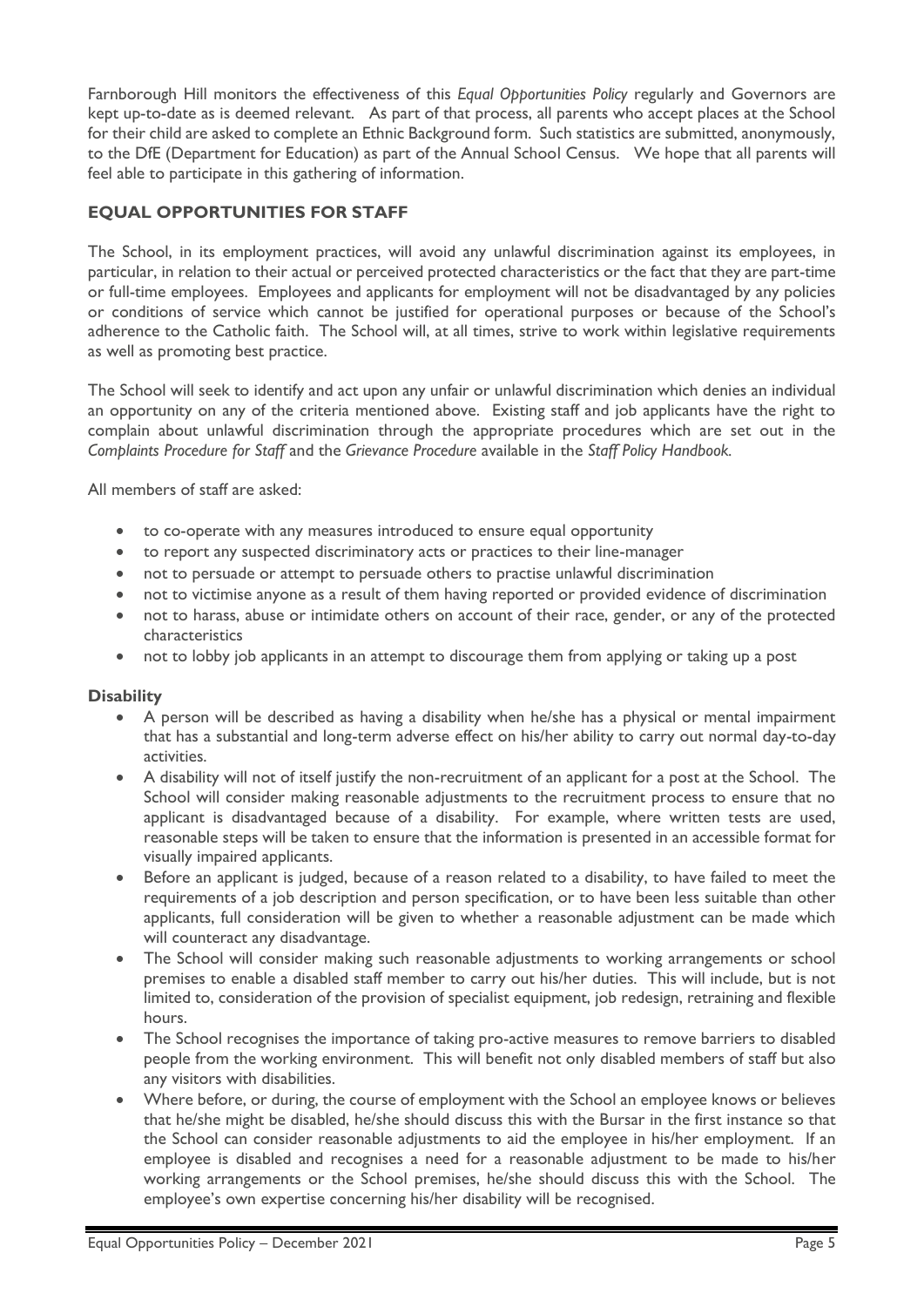Farnborough Hill monitors the effectiveness of this *Equal Opportunities Policy* regularly and Governors are kept up-to-date as is deemed relevant. As part of that process, all parents who accept places at the School for their child are asked to complete an Ethnic Background form. Such statistics are submitted, anonymously, to the DfE (Department for Education) as part of the Annual School Census. We hope that all parents will feel able to participate in this gathering of information.

## EQUAL OPPORTUNITIES FOR STAFF

The School, in its employment practices, will avoid any unlawful discrimination against its employees, in particular, in relation to their actual or perceived protected characteristics or the fact that they are part-time or full-time employees. Employees and applicants for employment will not be disadvantaged by any policies or conditions of service which cannot be justified for operational purposes or because of the School's adherence to the Catholic faith. The School will, at all times, strive to work within legislative requirements as well as promoting best practice.

The School will seek to identify and act upon any unfair or unlawful discrimination which denies an individual an opportunity on any of the criteria mentioned above. Existing staff and job applicants have the right to complain about unlawful discrimination through the appropriate procedures which are set out in the *Complaints Procedure for Staff* and the *Grievance Procedure* available in the *Staff Policy Handbook*.

All members of staff are asked:

- to co-operate with any measures introduced to ensure equal opportunity
- to report any suspected discriminatory acts or practices to their line-manager
- not to persuade or attempt to persuade others to practise unlawful discrimination
- not to victimise anyone as a result of them having reported or provided evidence of discrimination
- not to harass, abuse or intimidate others on account of their race, gender, or any of the protected characteristics
- not to lobby job applicants in an attempt to discourage them from applying or taking up a post

### Disability

- A person will be described as having a disability when he/she has a physical or mental impairment that has a substantial and long-term adverse effect on his/her ability to carry out normal day-to-day activities.
- A disability will not of itself justify the non-recruitment of an applicant for a post at the School. The School will consider making reasonable adjustments to the recruitment process to ensure that no applicant is disadvantaged because of a disability. For example, where written tests are used, reasonable steps will be taken to ensure that the information is presented in an accessible format for visually impaired applicants.
- Before an applicant is judged, because of a reason related to a disability, to have failed to meet the requirements of a job description and person specification, or to have been less suitable than other applicants, full consideration will be given to whether a reasonable adjustment can be made which will counteract any disadvantage.
- The School will consider making such reasonable adjustments to working arrangements or school premises to enable a disabled staff member to carry out his/her duties. This will include, but is not limited to, consideration of the provision of specialist equipment, job redesign, retraining and flexible hours.
- The School recognises the importance of taking pro-active measures to remove barriers to disabled people from the working environment. This will benefit not only disabled members of staff but also any visitors with disabilities.
- Where before, or during, the course of employment with the School an employee knows or believes that he/she might be disabled, he/she should discuss this with the Bursar in the first instance so that the School can consider reasonable adjustments to aid the employee in his/her employment. If an employee is disabled and recognises a need for a reasonable adjustment to be made to his/her working arrangements or the School premises, he/she should discuss this with the School. The employee's own expertise concerning his/her disability will be recognised.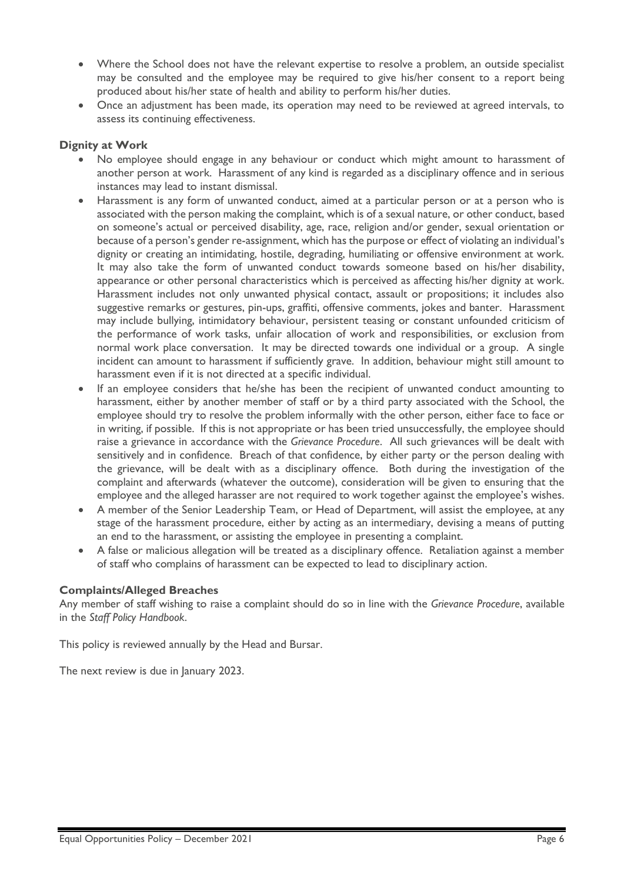- Where the School does not have the relevant expertise to resolve a problem, an outside specialist may be consulted and the employee may be required to give his/her consent to a report being produced about his/her state of health and ability to perform his/her duties.
- Once an adjustment has been made, its operation may need to be reviewed at agreed intervals, to assess its continuing effectiveness.

**Dignity at Work**

- No employee should engage in any behaviour or conduct which might amount to harassment of another person at work. Harassment of any kind is regarded as a disciplinary offence and in serious instances may lead to instant dismissal.
- Harassment is any form of unwanted conduct, aimed at a particular person or at a person who is associated with the person making the complaint, which is of a sexual nature, or other conduct, based on someone's actual or perceived disability, age, race, religion and/or gender, sexual orientation or because of a person's gender re-assignment, which has the purpose or effect of violating an individual's dignity or creating an intimidating, hostile, degrading, humiliating or offensive environment at work. It may also take the form of unwanted conduct towards someone based on his/her disability, appearance or other personal characteristics which is perceived as affecting his/her dignity at work. Harassment includes not only unwanted physical contact, assault or propositions; it includes also suggestive remarks or gestures, pin-ups, graffiti, offensive comments, jokes and banter. Harassment may include bullying, intimidatory behaviour, persistent teasing or constant unfounded criticism of the performance of work tasks, unfair allocation of work and responsibilities, or exclusion from normal work place conversation. It may be directed towards one individual or a group. A single incident can amount to harassment if sufficiently grave. In addition, behaviour might still amount to harassment even if it is not directed at a specific individual.
- If an employee considers that he/she has been the recipient of unwanted conduct amounting to harassment, either by another member of staff or by a third party associated with the School, the employee should try to resolve the problem informally with the other person, either face to face or in writing, if possible. If this is not appropriate or has been tried unsuccessfully, the employee should raise a grievance in accordance with the *Grievance Procedure*. All such grievances will be dealt with sensitively and in confidence. Breach of that confidence, by either party or the person dealing with the grievance, will be dealt with as a disciplinary offence. Both during the investigation of the complaint and afterwards (whatever the outcome), consideration will be given to ensuring that the employee and the alleged harasser are not required to work together against the employee's wishes.
- A member of the Senior Leadership Team, or Head of Department, will assist the employee, at any stage of the harassment procedure, either by acting as an intermediary, devising a means of putting an end to the harassment, or assisting the employee in presenting a complaint.
- A false or malicious allegation will be treated as a disciplinary offence. Retaliation against a member of staff who complains of harassment can be expected to lead to disciplinary action.

**Complaints/Alleged Breaches**

Any member of staff wishing to raise a complaint should do so in line with the *Grievance Procedure*, available in the *Staff Policy Handbook*.

This policy is reviewed annually by the Head and Bursar.

The next review is due in January 2023.